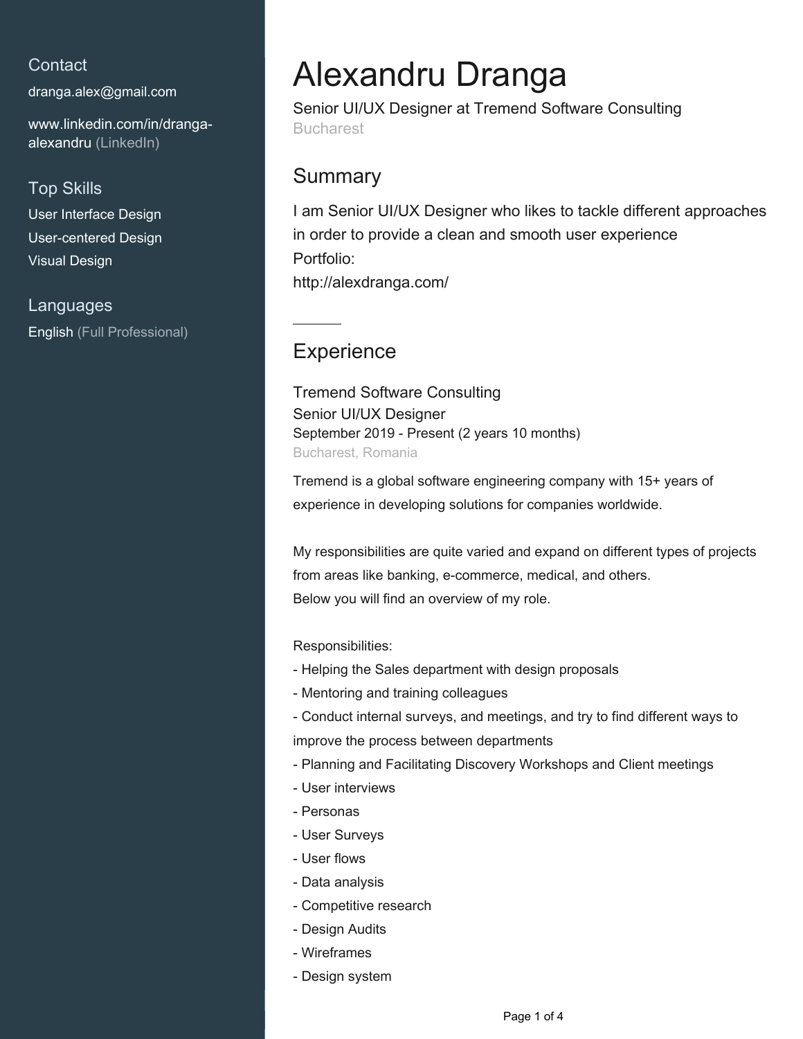## Contact

dranga.alex@gmail.com

www.linkedin.com/in/dranga-alexandru (LinkedIn)

## Top Skills

User Interface Design
User-centered Design
Visual Design

## Languages

English (Full Professional)

# Alexandru Dranga

Senior UI/UX Designer at Tremend Software Consulting
Bucharest

## Summary

I am Senior UI/UX Designer who likes to tackle different approaches in order to provide a clean and smooth user experience
Portfolio:
http://alexdranga.com/

## Experience

### Tremend Software Consulting

Senior UI/UX Designer
September 2019 - Present (2 years 10 months)
Bucharest, Romania

Tremend is a global software engineering company with 15+ years of experience in developing solutions for companies worldwide.

My responsibilities are quite varied and expand on different types of projects from areas like banking, e-commerce, medical, and others.
Below you will find an overview of my role.

Responsibilities:
- Helping the Sales department with design proposals
- Mentoring and training colleagues
- Conduct internal surveys, and meetings, and try to find different ways to improve the process between departments
- Planning and Facilitating Discovery Workshops and Client meetings
- User interviews
- Personas
- User Surveys
- User flows
- Data analysis
- Competitive research
- Design Audits
- Wireframes
- Design system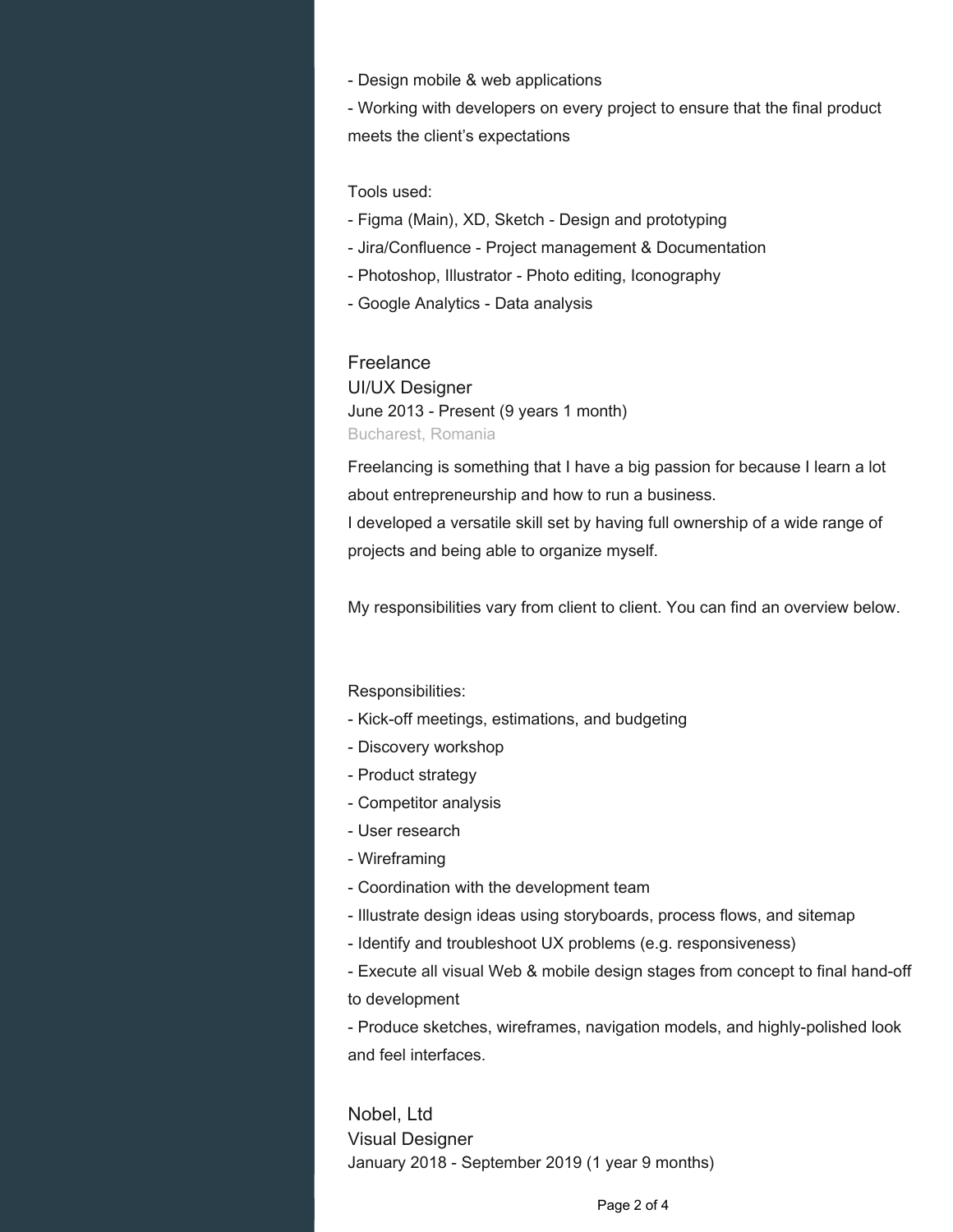- Design mobile & web applications
- Working with developers on every project to ensure that the final product meets the client's expectations

Tools used:
- Figma (Main), XD, Sketch - Design and prototyping
- Jira/Confluence - Project management & Documentation
- Photoshop, Illustrator - Photo editing, Iconography
- Google Analytics - Data analysis

### Freelance
UI/UX Designer
June 2013 - Present (9 years 1 month)
Bucharest, Romania

Freelancing is something that I have a big passion for because I learn a lot about entrepreneurship and how to run a business.
I developed a versatile skill set by having full ownership of a wide range of projects and being able to organize myself.

My responsibilities vary from client to client. You can find an overview below.

Responsibilities:
- Kick-off meetings, estimations, and budgeting
- Discovery workshop
- Product strategy
- Competitor analysis
- User research
- Wireframing
- Coordination with the development team
- Illustrate design ideas using storyboards, process flows, and sitemap
- Identify and troubleshoot UX problems (e.g. responsiveness)
- Execute all visual Web & mobile design stages from concept to final hand-off to development
- Produce sketches, wireframes, navigation models, and highly-polished look and feel interfaces.

### Nobel, Ltd
Visual Designer
January 2018 - September 2019 (1 year 9 months)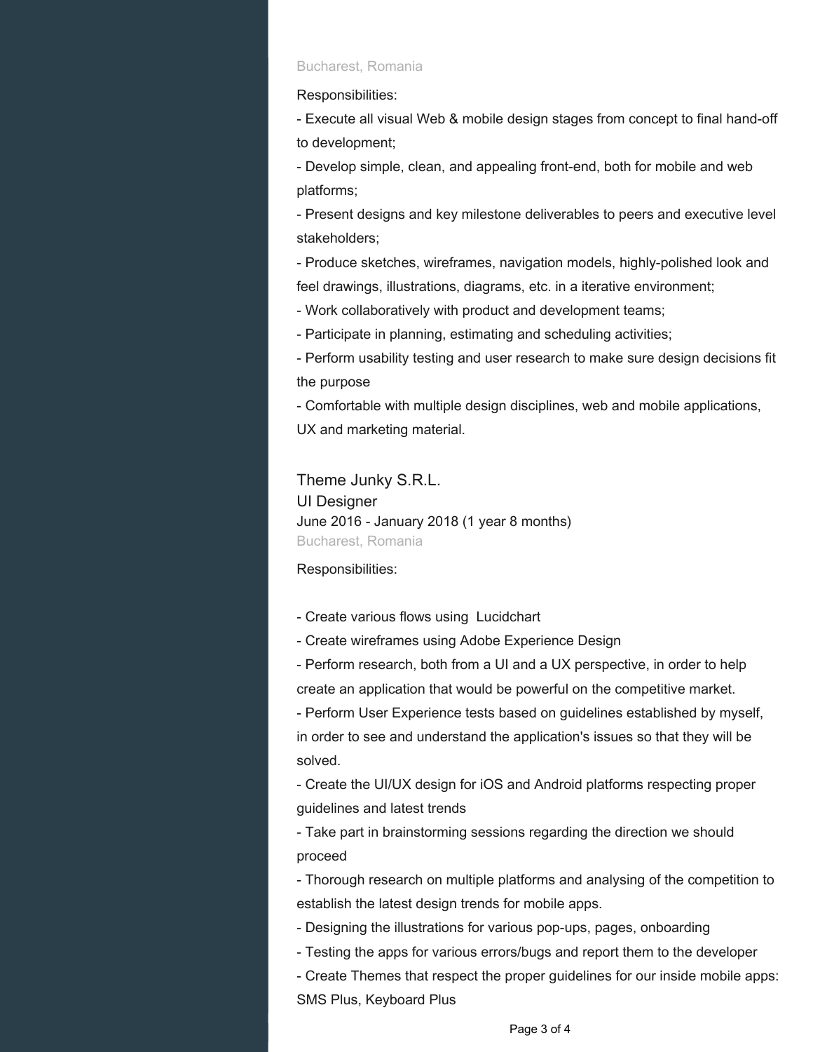Bucharest, Romania

Responsibilities:

- Execute all visual Web & mobile design stages from concept to final hand-off to development;
- Develop simple, clean, and appealing front-end, both for mobile and web platforms;
- Present designs and key milestone deliverables to peers and executive level stakeholders;
- Produce sketches, wireframes, navigation models, highly-polished look and feel drawings, illustrations, diagrams, etc. in a iterative environment;
- Work collaboratively with product and development teams;
- Participate in planning, estimating and scheduling activities;
- Perform usability testing and user research to make sure design decisions fit the purpose
- Comfortable with multiple design disciplines, web and mobile applications, UX and marketing material.

### Theme Junky S.R.L.

UI Designer

June 2016 - January 2018 (1 year 8 months)

Bucharest, Romania

Responsibilities:

- Create various flows using Lucidchart
- Create wireframes using Adobe Experience Design
- Perform research, both from a UI and a UX perspective, in order to help create an application that would be powerful on the competitive market.
- Perform User Experience tests based on guidelines established by myself, in order to see and understand the application's issues so that they will be solved.
- Create the UI/UX design for iOS and Android platforms respecting proper guidelines and latest trends
- Take part in brainstorming sessions regarding the direction we should proceed
- Thorough research on multiple platforms and analysing of the competition to establish the latest design trends for mobile apps.
- Designing the illustrations for various pop-ups, pages, onboarding
- Testing the apps for various errors/bugs and report them to the developer
- Create Themes that respect the proper guidelines for our inside mobile apps: SMS Plus, Keyboard Plus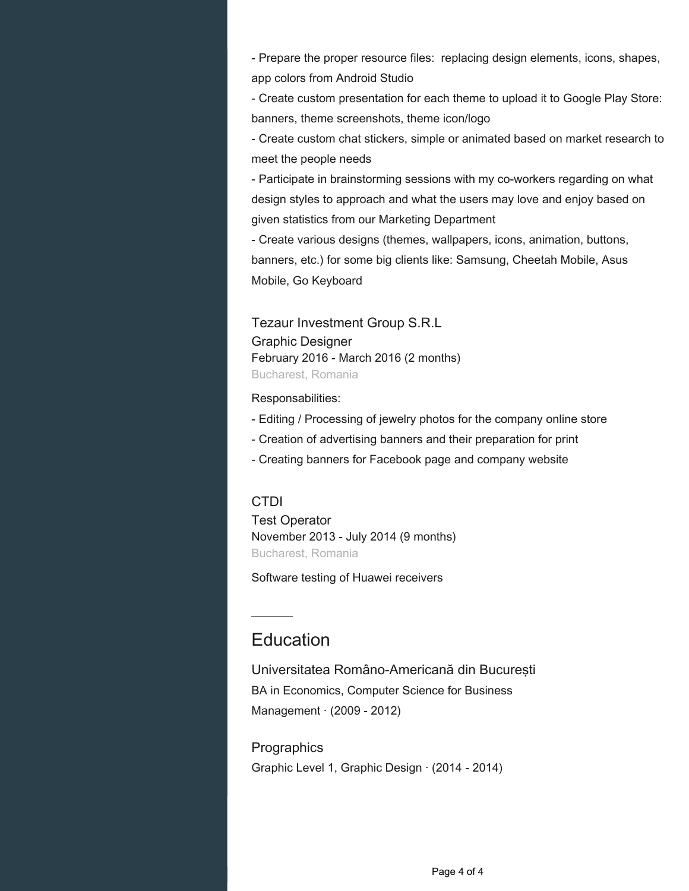- Prepare the proper resource files:  replacing design elements, icons, shapes, app colors from Android Studio
- Create custom presentation for each theme to upload it to Google Play Store: banners, theme screenshots, theme icon/logo
- Create custom chat stickers, simple or animated based on market research to meet the people needs
- Participate in brainstorming sessions with my co-workers regarding on what design styles to approach and what the users may love and enjoy based on given statistics from our Marketing Department
- Create various designs (themes, wallpapers, icons, animation, buttons, banners, etc.) for some big clients like: Samsung, Cheetah Mobile, Asus Mobile, Go Keyboard

### Tezaur Investment Group S.R.L
Graphic Designer
February 2016 - March 2016 (2 months)
Bucharest, Romania

Responsabilities:

- Editing / Processing of jewelry photos for the company online store
- Creation of advertising banners and their preparation for print
- Creating banners for Facebook page and company website

### CTDI
Test Operator
November 2013 - July 2014 (9 months)
Bucharest, Romania

Software testing of Huawei receivers

## Education

### Universitatea Româno-Americană din București
BA in Economics, Computer Science for Business Management · (2009 - 2012)

### Prographics
Graphic Level 1, Graphic Design · (2014 - 2014)